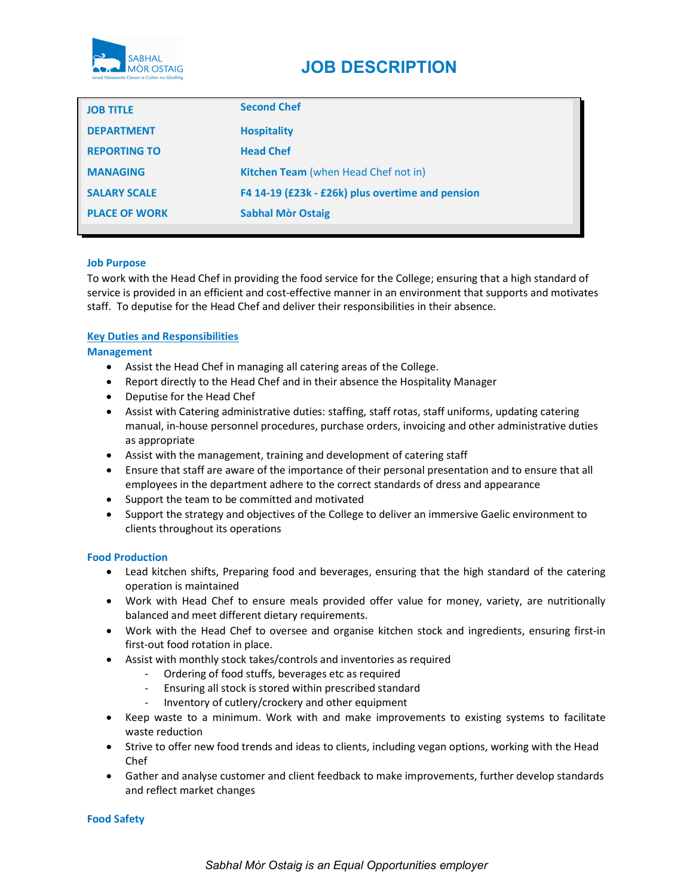# JOB DESCRIPTION

| | |
|---|---|
| **JOB TITLE** | **Second Chef** |
| **DEPARTMENT** | **Hospitality** |
| **REPORTING TO** | **Head Chef** |
| **MANAGING** | **Kitchen Team** (when Head Chef not in) |
| **SALARY SCALE** | **F4 14-19 (£23k - £26k) plus overtime and pension** |
| **PLACE OF WORK** | **Sabhal Mòr Ostaig** |

### Job Purpose

To work with the Head Chef in providing the food service for the College; ensuring that a high standard of service is provided in an efficient and cost-effective manner in an environment that supports and motivates staff. To deputise for the Head Chef and deliver their responsibilities in their absence.

### Key Duties and Responsibilities

#### Management

- Assist the Head Chef in managing all catering areas of the College.
- Report directly to the Head Chef and in their absence the Hospitality Manager
- Deputise for the Head Chef
- Assist with Catering administrative duties: staffing, staff rotas, staff uniforms, updating catering manual, in-house personnel procedures, purchase orders, invoicing and other administrative duties as appropriate
- Assist with the management, training and development of catering staff
- Ensure that staff are aware of the importance of their personal presentation and to ensure that all employees in the department adhere to the correct standards of dress and appearance
- Support the team to be committed and motivated
- Support the strategy and objectives of the College to deliver an immersive Gaelic environment to clients throughout its operations

#### Food Production

- Lead kitchen shifts, Preparing food and beverages, ensuring that the high standard of the catering operation is maintained
- Work with Head Chef to ensure meals provided offer value for money, variety, are nutritionally balanced and meet different dietary requirements.
- Work with the Head Chef to oversee and organise kitchen stock and ingredients, ensuring first-in first-out food rotation in place.
- Assist with monthly stock takes/controls and inventories as required
  - Ordering of food stuffs, beverages etc as required
  - Ensuring all stock is stored within prescribed standard
  - Inventory of cutlery/crockery and other equipment
- Keep waste to a minimum. Work with and make improvements to existing systems to facilitate waste reduction
- Strive to offer new food trends and ideas to clients, including vegan options, working with the Head Chef
- Gather and analyse customer and client feedback to make improvements, further develop standards and reflect market changes

#### Food Safety

*Sabhal Mòr Ostaig is an Equal Opportunities employer*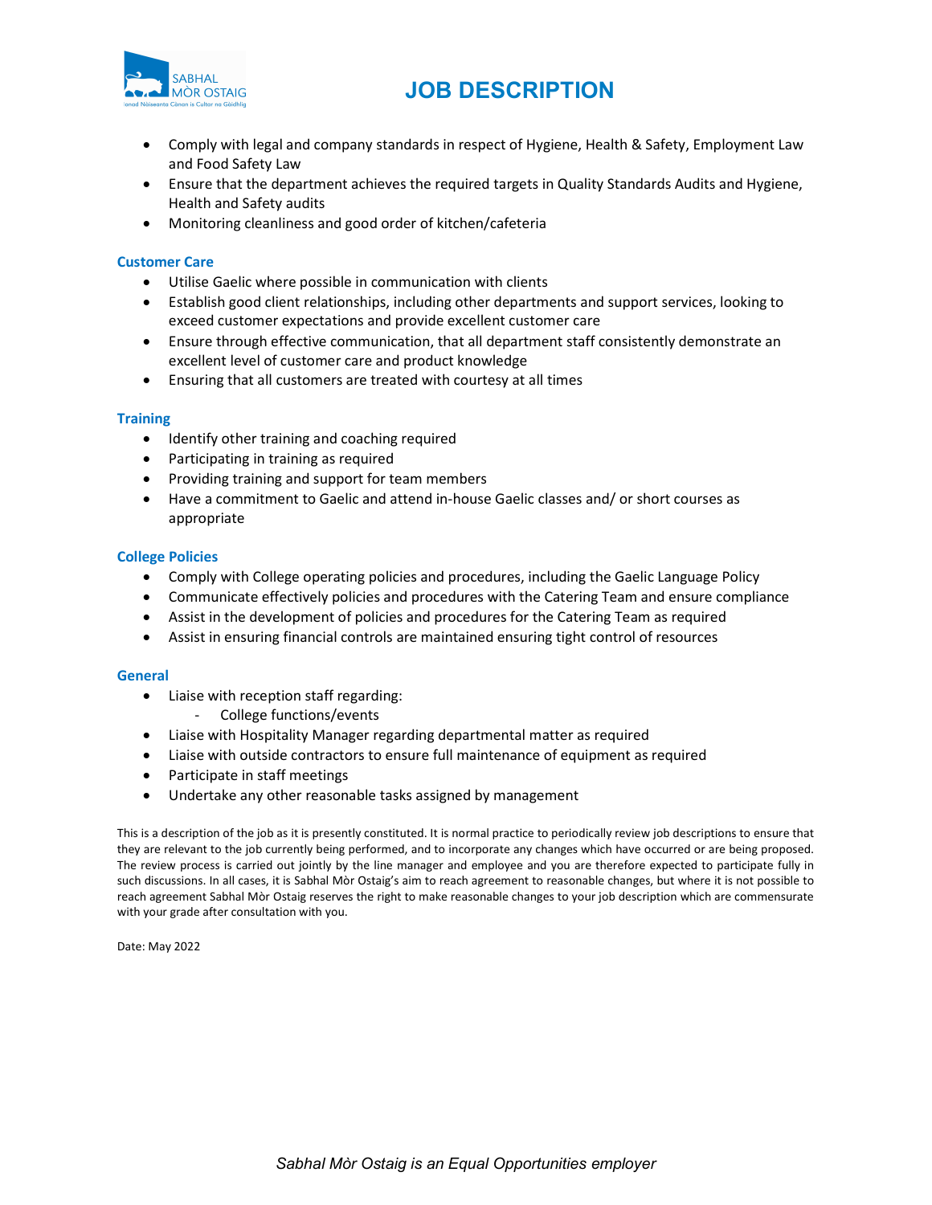- Comply with legal and company standards in respect of Hygiene, Health & Safety, Employment Law and Food Safety Law
- Ensure that the department achieves the required targets in Quality Standards Audits and Hygiene, Health and Safety audits
- Monitoring cleanliness and good order of kitchen/cafeteria

### Customer Care

- Utilise Gaelic where possible in communication with clients
- Establish good client relationships, including other departments and support services, looking to exceed customer expectations and provide excellent customer care
- Ensure through effective communication, that all department staff consistently demonstrate an excellent level of customer care and product knowledge
- Ensuring that all customers are treated with courtesy at all times

### Training

- Identify other training and coaching required
- Participating in training as required
- Providing training and support for team members
- Have a commitment to Gaelic and attend in-house Gaelic classes and/ or short courses as appropriate

### College Policies

- Comply with College operating policies and procedures, including the Gaelic Language Policy
- Communicate effectively policies and procedures with the Catering Team and ensure compliance
- Assist in the development of policies and procedures for the Catering Team as required
- Assist in ensuring financial controls are maintained ensuring tight control of resources

### General

- Liaise with reception staff regarding:
    - College functions/events
- Liaise with Hospitality Manager regarding departmental matter as required
- Liaise with outside contractors to ensure full maintenance of equipment as required
- Participate in staff meetings
- Undertake any other reasonable tasks assigned by management

This is a description of the job as it is presently constituted. It is normal practice to periodically review job descriptions to ensure that they are relevant to the job currently being performed, and to incorporate any changes which have occurred or are being proposed. The review process is carried out jointly by the line manager and employee and you are therefore expected to participate fully in such discussions. In all cases, it is Sabhal Mòr Ostaig's aim to reach agreement to reasonable changes, but where it is not possible to reach agreement Sabhal Mòr Ostaig reserves the right to make reasonable changes to your job description which are commensurate with your grade after consultation with you.

Date: May 2022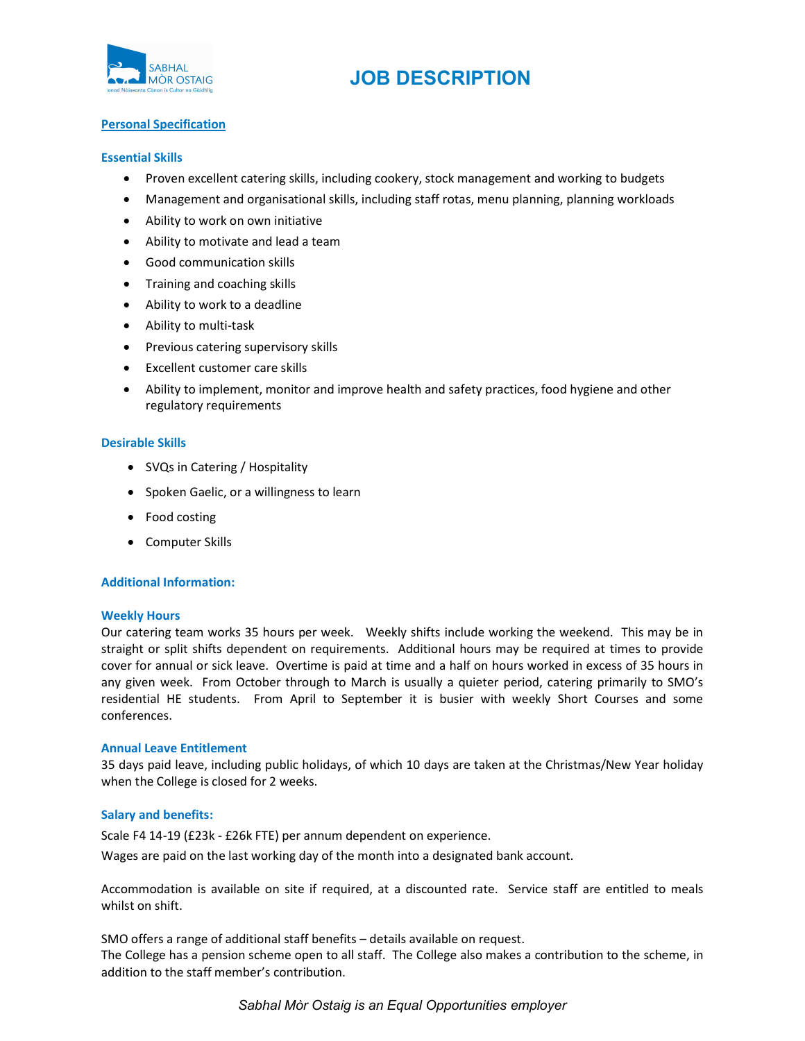# JOB DESCRIPTION

## Personal Specification

### Essential Skills

- Proven excellent catering skills, including cookery, stock management and working to budgets
- Management and organisational skills, including staff rotas, menu planning, planning workloads
- Ability to work on own initiative
- Ability to motivate and lead a team
- Good communication skills
- Training and coaching skills
- Ability to work to a deadline
- Ability to multi-task
- Previous catering supervisory skills
- Excellent customer care skills
- Ability to implement, monitor and improve health and safety practices, food hygiene and other regulatory requirements

### Desirable Skills

- SVQs in Catering / Hospitality
- Spoken Gaelic, or a willingness to learn
- Food costing
- Computer Skills

### Additional Information:

#### Weekly Hours

Our catering team works 35 hours per week. Weekly shifts include working the weekend. This may be in straight or split shifts dependent on requirements. Additional hours may be required at times to provide cover for annual or sick leave. Overtime is paid at time and a half on hours worked in excess of 35 hours in any given week. From October through to March is usually a quieter period, catering primarily to SMO's residential HE students. From April to September it is busier with weekly Short Courses and some conferences.

#### Annual Leave Entitlement

35 days paid leave, including public holidays, of which 10 days are taken at the Christmas/New Year holiday when the College is closed for 2 weeks.

#### Salary and benefits:

Scale F4 14-19 (£23k - £26k FTE) per annum dependent on experience.

Wages are paid on the last working day of the month into a designated bank account.

Accommodation is available on site if required, at a discounted rate. Service staff are entitled to meals whilst on shift.

SMO offers a range of additional staff benefits – details available on request.
The College has a pension scheme open to all staff. The College also makes a contribution to the scheme, in addition to the staff member's contribution.

*Sabhal Mòr Ostaig is an Equal Opportunities employer*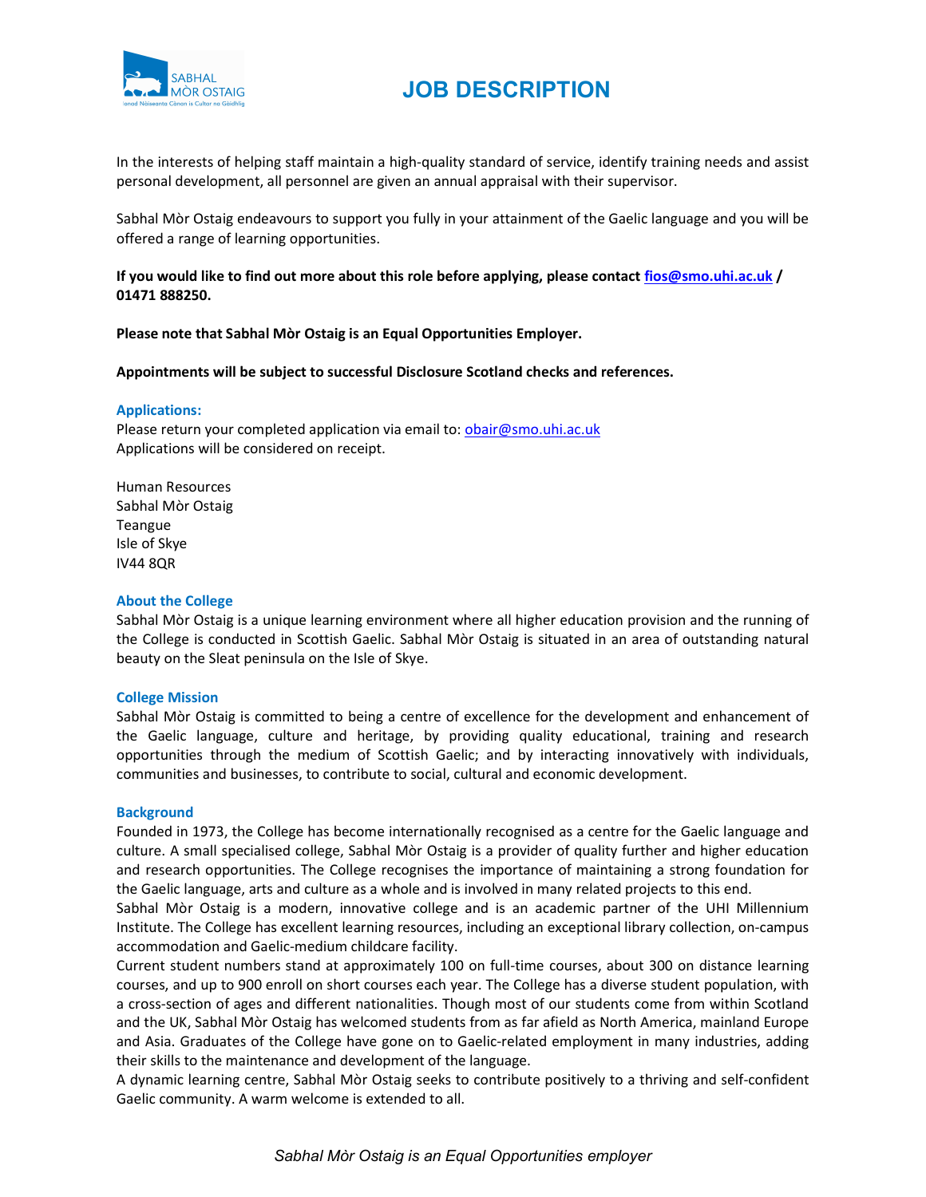# JOB DESCRIPTION

In the interests of helping staff maintain a high-quality standard of service, identify training needs and assist personal development, all personnel are given an annual appraisal with their supervisor.

Sabhal Mòr Ostaig endeavours to support you fully in your attainment of the Gaelic language and you will be offered a range of learning opportunities.

**If you would like to find out more about this role before applying, please contact fios@smo.uhi.ac.uk / 01471 888250.**

**Please note that Sabhal Mòr Ostaig is an Equal Opportunities Employer.**

**Appointments will be subject to successful Disclosure Scotland checks and references.**

### Applications:

Please return your completed application via email to: obair@smo.uhi.ac.uk
Applications will be considered on receipt.

Human Resources
Sabhal Mòr Ostaig
Teangue
Isle of Skye
IV44 8QR

### About the College

Sabhal Mòr Ostaig is a unique learning environment where all higher education provision and the running of the College is conducted in Scottish Gaelic. Sabhal Mòr Ostaig is situated in an area of outstanding natural beauty on the Sleat peninsula on the Isle of Skye.

### College Mission

Sabhal Mòr Ostaig is committed to being a centre of excellence for the development and enhancement of the Gaelic language, culture and heritage, by providing quality educational, training and research opportunities through the medium of Scottish Gaelic; and by interacting innovatively with individuals, communities and businesses, to contribute to social, cultural and economic development.

### Background

Founded in 1973, the College has become internationally recognised as a centre for the Gaelic language and culture. A small specialised college, Sabhal Mòr Ostaig is a provider of quality further and higher education and research opportunities. The College recognises the importance of maintaining a strong foundation for the Gaelic language, arts and culture as a whole and is involved in many related projects to this end.

Sabhal Mòr Ostaig is a modern, innovative college and is an academic partner of the UHI Millennium Institute. The College has excellent learning resources, including an exceptional library collection, on-campus accommodation and Gaelic-medium childcare facility.

Current student numbers stand at approximately 100 on full-time courses, about 300 on distance learning courses, and up to 900 enroll on short courses each year. The College has a diverse student population, with a cross-section of ages and different nationalities. Though most of our students come from within Scotland and the UK, Sabhal Mòr Ostaig has welcomed students from as far afield as North America, mainland Europe and Asia. Graduates of the College have gone on to Gaelic-related employment in many industries, adding their skills to the maintenance and development of the language.

A dynamic learning centre, Sabhal Mòr Ostaig seeks to contribute positively to a thriving and self-confident Gaelic community. A warm welcome is extended to all.